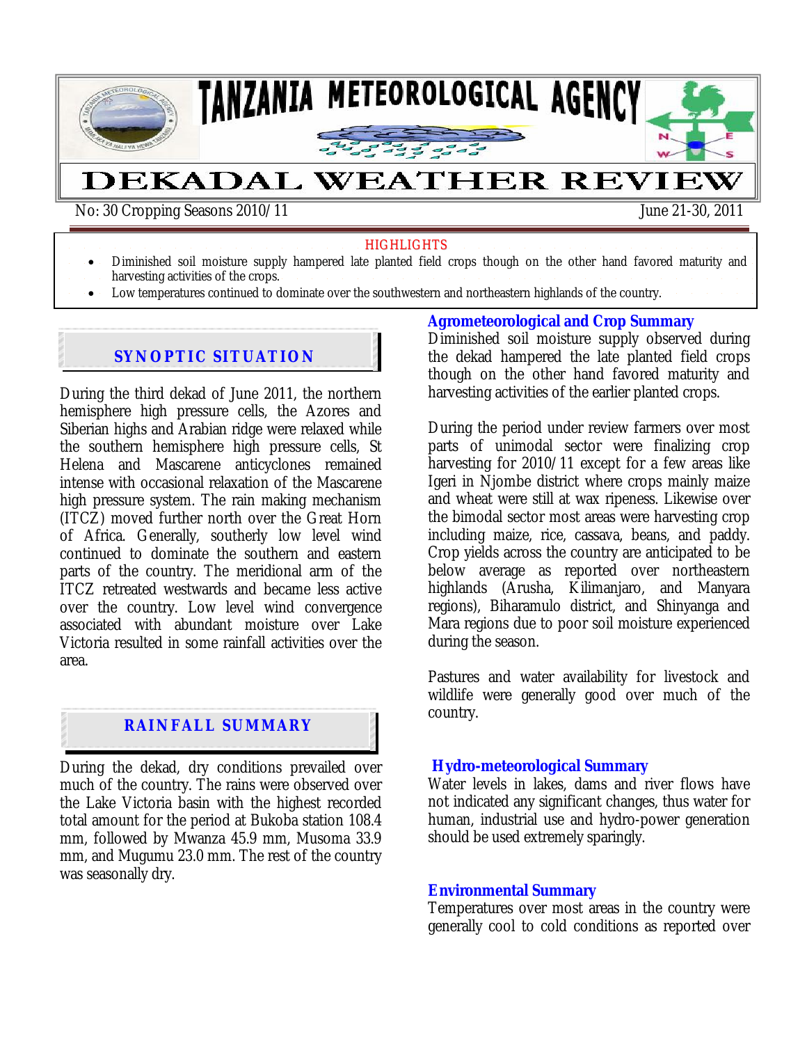# TANZANIA METEOROLOGICAL AGENCY

# DEKADAL WEATHER REVIEW

No: 30 Cropping Seasons 2010/11 — June 21-30, 2011

**HIGHLIGHTS**

- Diminished soil moisture supply hampered late planted field crops though on the other hand favored maturity and harvesting activities of the crops.
- Low temperatures continued to dominate over the southwestern and northeastern highlands of the country.

## SYNOPTIC SITUATION

During the third dekad of June 2011, the northern hemisphere high pressure cells, the Azores and Siberian highs and Arabian ridge were relaxed while the southern hemisphere high pressure cells, St Helena and Mascarene anticyclones remained intense with occasional relaxation of the Mascarene high pressure system. The rain making mechanism (ITCZ) moved further north over the Great Horn of Africa. Generally, southerly low level wind continued to dominate the southern and eastern parts of the country. The meridional arm of the ITCZ retreated westwards and became less active over the country. Low level wind convergence associated with abundant moisture over Lake Victoria resulted in some rainfall activities over the area.

## RAINFALL SUMMARY

During the dekad, dry conditions prevailed over much of the country. The rains were observed over the Lake Victoria basin with the highest recorded total amount for the period at Bukoba station 108.4 mm, followed by Mwanza 45.9 mm, Musoma 33.9 mm, and Mugumu 23.0 mm. The rest of the country was seasonally dry.

## Agrometeorological and Crop Summary

Diminished soil moisture supply observed during the dekad hampered the late planted field crops though on the other hand favored maturity and harvesting activities of the earlier planted crops.

During the period under review farmers over most parts of unimodal sector were finalizing crop harvesting for 2010/11 except for a few areas like Igeri in Njombe district where crops mainly maize and wheat were still at wax ripeness. Likewise over the bimodal sector most areas were harvesting crop including maize, rice, cassava, beans, and paddy. Crop yields across the country are anticipated to be below average as reported over northeastern highlands (Arusha, Kilimanjaro, and Manyara regions), Biharamulo district, and Shinyanga and Mara regions due to poor soil moisture experienced during the season.

Pastures and water availability for livestock and wildlife were generally good over much of the country.

## Hydro-meteorological Summary

Water levels in lakes, dams and river flows have not indicated any significant changes, thus water for human, industrial use and hydro-power generation should be used extremely sparingly.

## Environmental Summary

Temperatures over most areas in the country were generally cool to cold conditions as reported over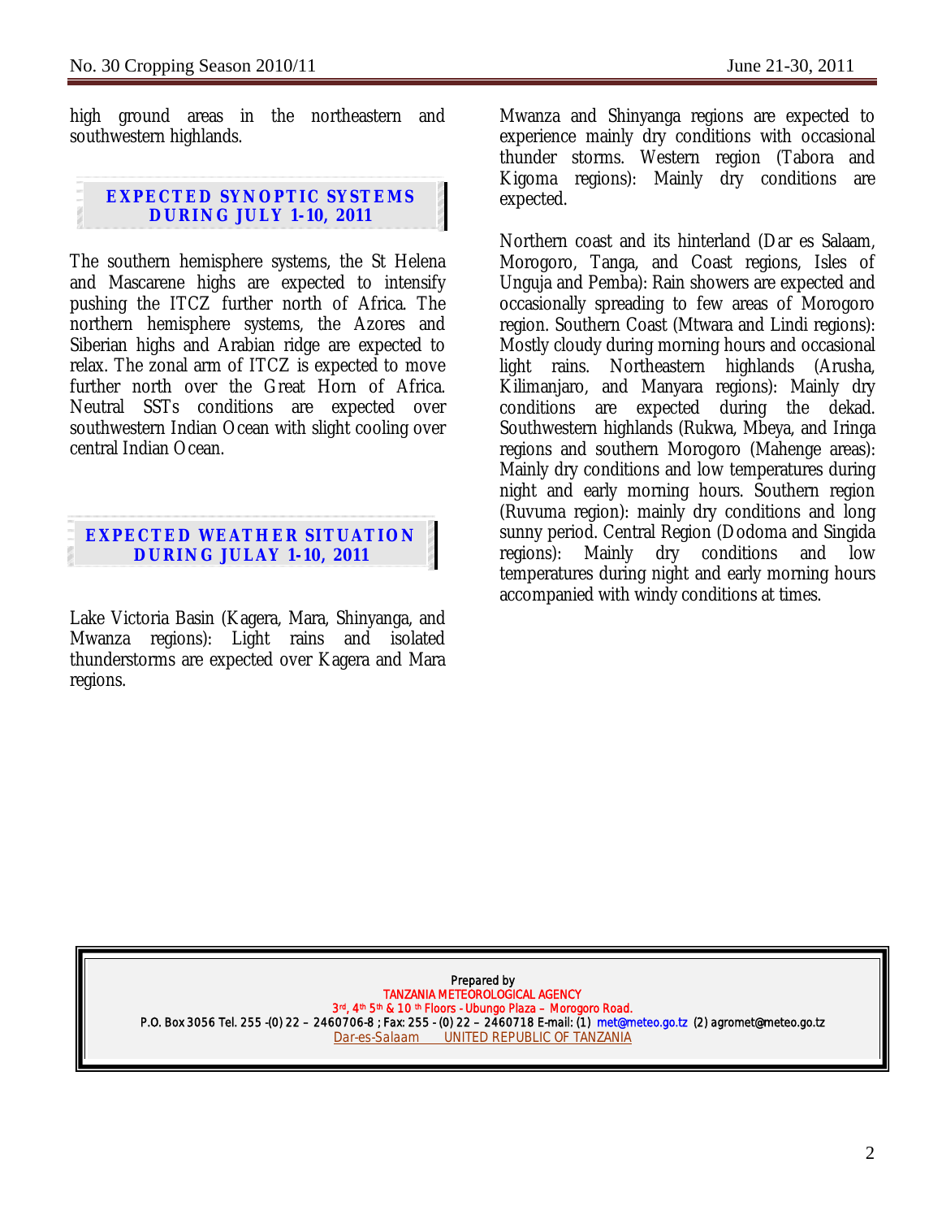high ground areas in the northeastern and southwestern highlands.

## EXPECTED SYNOPTIC SYSTEMS DURING JULY 1-10, 2011

The southern hemisphere systems, the St Helena and Mascarene highs are expected to intensify pushing the ITCZ further north of Africa. The northern hemisphere systems, the Azores and Siberian highs and Arabian ridge are expected to relax. The zonal arm of ITCZ is expected to move further north over the Great Horn of Africa. Neutral SSTs conditions are expected over southwestern Indian Ocean with slight cooling over central Indian Ocean.

## EXPECTED WEATHER SITUATION DURING JULAY 1-10, 2011

Lake Victoria Basin (Kagera, Mara, Shinyanga, and Mwanza regions): Light rains and isolated thunderstorms are expected over Kagera and Mara regions. Mwanza and Shinyanga regions are expected to experience mainly dry conditions with occasional thunder storms. Western region (Tabora and Kigoma regions): Mainly dry conditions are expected.

Northern coast and its hinterland (Dar es Salaam, Morogoro, Tanga, and Coast regions, Isles of Unguja and Pemba): Rain showers are expected and occasionally spreading to few areas of Morogoro region. Southern Coast (Mtwara and Lindi regions): Mostly cloudy during morning hours and occasional light rains. Northeastern highlands (Arusha, Kilimanjaro, and Manyara regions): Mainly dry conditions are expected during the dekad. Southwestern highlands (Rukwa, Mbeya, and Iringa regions and southern Morogoro (Mahenge areas): Mainly dry conditions and low temperatures during night and early morning hours. Southern region (Ruvuma region): mainly dry conditions and long sunny period. Central Region (Dodoma and Singida regions): Mainly dry conditions and low temperatures during night and early morning hours accompanied with windy conditions at times.

Prepared by
TANZANIA METEOROLOGICAL AGENCY
3rd, 4th 5th & 10 th Floors - Ubungo Plaza – Morogoro Road.
P.O. Box 3056 Tel. 255 -(0) 22 – 2460706-8 ; Fax: 255 - (0) 22 – 2460718 E-mail: (1) met@meteo.go.tz (2) agromet@meteo.go.tz
Dar-es-Salaam UNITED REPUBLIC OF TANZANIA